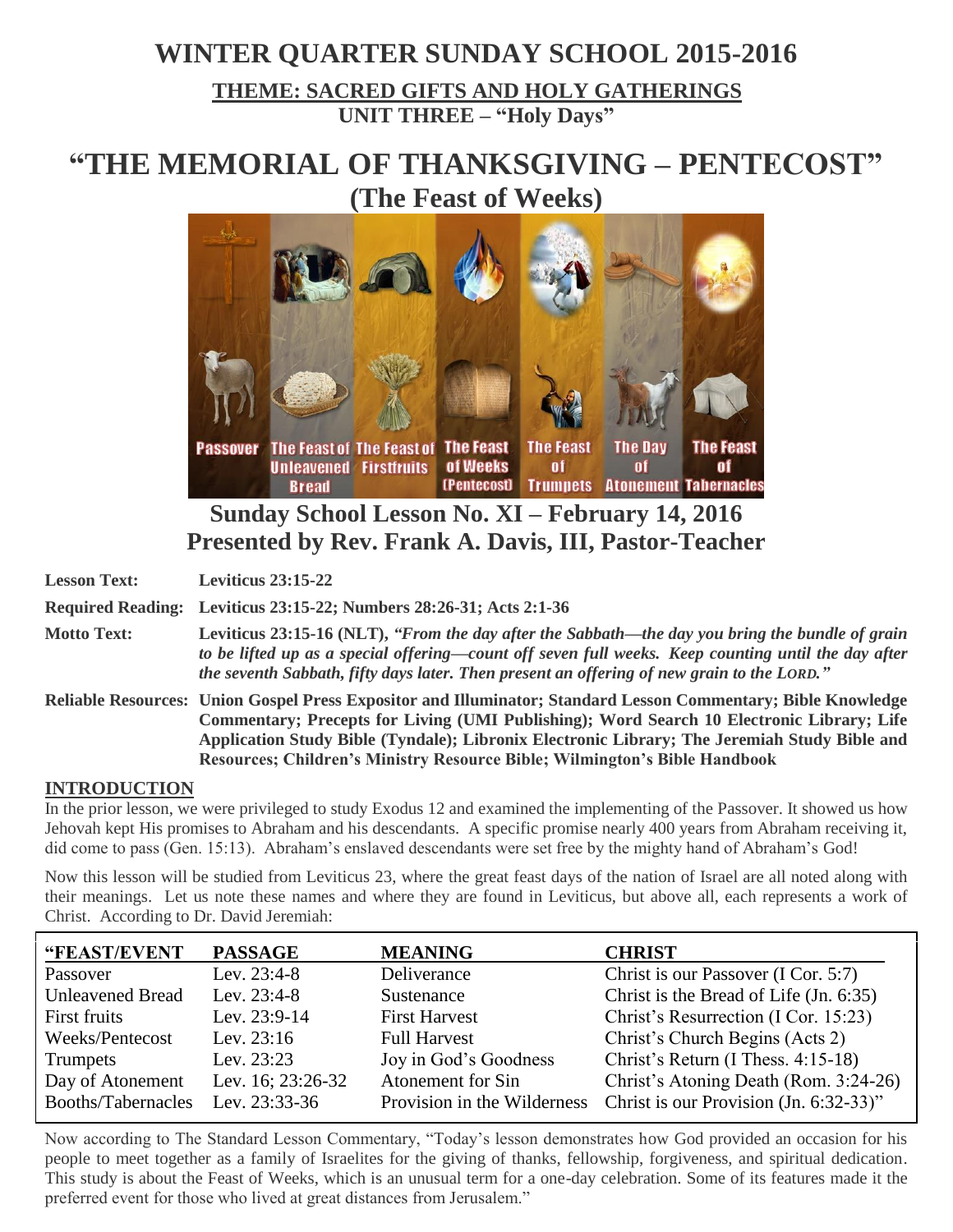# WINTER QUARTER SUNDAY SCHOOL 2015-2016

## THEME: SACRED GIFTS AND HOLY GATHERINGS

### UNIT THREE – "Holy Days"

# "THE MEMORIAL OF THANKSGIVING – PENTECOST"

## (The Feast of Weeks)

## Sunday School Lesson No. XI – February 14, 2016
## Presented by Rev. Frank A. Davis, III, Pastor-Teacher

**Lesson Text:** **Leviticus 23:15-22**

**Required Reading:** **Leviticus 23:15-22; Numbers 28:26-31; Acts 2:1-36**

**Motto Text:** **Leviticus 23:15-16 (NLT),** ***"From the day after the Sabbath—the day you bring the bundle of grain to be lifted up as a special offering—count off seven full weeks. Keep counting until the day after the seventh Sabbath, fifty days later. Then present an offering of new grain to the LORD."***

**Reliable Resources:** **Union Gospel Press Expositor and Illuminator; Standard Lesson Commentary; Bible Knowledge Commentary; Precepts for Living (UMI Publishing); Word Search 10 Electronic Library; Life Application Study Bible (Tyndale); Libronix Electronic Library; The Jeremiah Study Bible and Resources; Children's Ministry Resource Bible; Wilmington's Bible Handbook**

## INTRODUCTION

In the prior lesson, we were privileged to study Exodus 12 and examined the implementing of the Passover. It showed us how Jehovah kept His promises to Abraham and his descendants. A specific promise nearly 400 years from Abraham receiving it, did come to pass (Gen. 15:13). Abraham's enslaved descendants were set free by the mighty hand of Abraham's God!

Now this lesson will be studied from Leviticus 23, where the great feast days of the nation of Israel are all noted along with their meanings. Let us note these names and where they are found in Leviticus, but above all, each represents a work of Christ. According to Dr. David Jeremiah:

| "FEAST/EVENT | PASSAGE | MEANING | CHRIST |
|---|---|---|---|
| Passover | Lev. 23:4-8 | Deliverance | Christ is our Passover (I Cor. 5:7) |
| Unleavened Bread | Lev. 23:4-8 | Sustenance | Christ is the Bread of Life (Jn. 6:35) |
| First fruits | Lev. 23:9-14 | First Harvest | Christ's Resurrection (I Cor. 15:23) |
| Weeks/Pentecost | Lev. 23:16 | Full Harvest | Christ's Church Begins (Acts 2) |
| Trumpets | Lev. 23:23 | Joy in God's Goodness | Christ's Return (I Thess. 4:15-18) |
| Day of Atonement | Lev. 16; 23:26-32 | Atonement for Sin | Christ's Atoning Death (Rom. 3:24-26) |
| Booths/Tabernacles | Lev. 23:33-36 | Provision in the Wilderness | Christ is our Provision (Jn. 6:32-33)" |

Now according to The Standard Lesson Commentary, "Today's lesson demonstrates how God provided an occasion for his people to meet together as a family of Israelites for the giving of thanks, fellowship, forgiveness, and spiritual dedication. This study is about the Feast of Weeks, which is an unusual term for a one-day celebration. Some of its features made it the preferred event for those who lived at great distances from Jerusalem."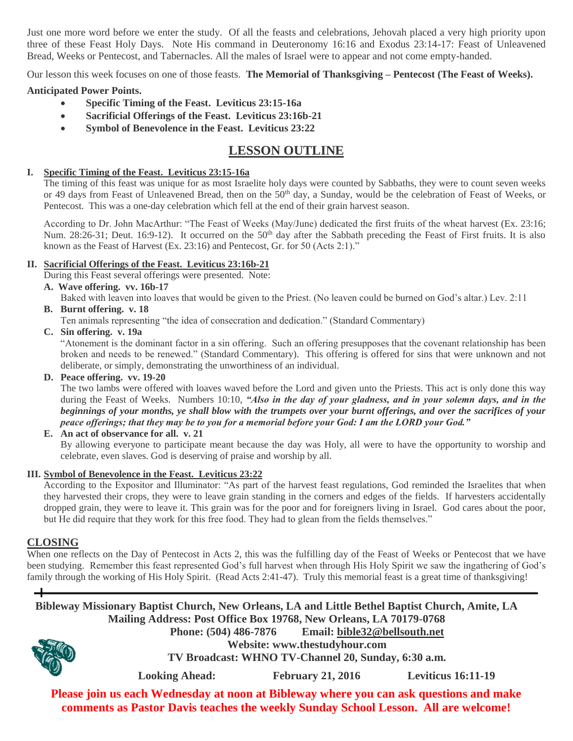Just one more word before we enter the study. Of all the feasts and celebrations, Jehovah placed a very high priority upon three of these Feast Holy Days. Note His command in Deuteronomy 16:16 and Exodus 23:14-17: Feast of Unleavened Bread, Weeks or Pentecost, and Tabernacles. All the males of Israel were to appear and not come empty-handed.

Our lesson this week focuses on one of those feasts. **The Memorial of Thanksgiving – Pentecost (The Feast of Weeks).**

**Anticipated Power Points.**

- **Specific Timing of the Feast. Leviticus 23:15-16a**
- **Sacrificial Offerings of the Feast. Leviticus 23:16b-21**
- **Symbol of Benevolence in the Feast. Leviticus 23:22**

## LESSON OUTLINE

**I. Specific Timing of the Feast. Leviticus 23:15-16a**

The timing of this feast was unique for as most Israelite holy days were counted by Sabbaths, they were to count seven weeks or 49 days from Feast of Unleavened Bread, then on the 50th day, a Sunday, would be the celebration of Feast of Weeks, or Pentecost. This was a one-day celebration which fell at the end of their grain harvest season.

According to Dr. John MacArthur: "The Feast of Weeks (May/June) dedicated the first fruits of the wheat harvest (Ex. 23:16; Num. 28:26-31; Deut. 16:9-12). It occurred on the 50th day after the Sabbath preceding the Feast of First fruits. It is also known as the Feast of Harvest (Ex. 23:16) and Pentecost, Gr. for 50 (Acts 2:1)."

**II. Sacrificial Offerings of the Feast. Leviticus 23:16b-21**

During this Feast several offerings were presented. Note:

**A. Wave offering. vv. 16b-17**

Baked with leaven into loaves that would be given to the Priest. (No leaven could be burned on God's altar.) Lev. 2:11

**B. Burnt offering. v. 18**

Ten animals representing "the idea of consecration and dedication." (Standard Commentary)

**C. Sin offering. v. 19a**

"Atonement is the dominant factor in a sin offering. Such an offering presupposes that the covenant relationship has been broken and needs to be renewed." (Standard Commentary). This offering is offered for sins that were unknown and not deliberate, or simply, demonstrating the unworthiness of an individual.

**D. Peace offering. vv. 19-20**

The two lambs were offered with loaves waved before the Lord and given unto the Priests. This act is only done this way during the Feast of Weeks. Numbers 10:10, ***"Also in the day of your gladness, and in your solemn days, and in the beginnings of your months, ye shall blow with the trumpets over your burnt offerings, and over the sacrifices of your peace offerings; that they may be to you for a memorial before your God: I am the LORD your God."***

**E. An act of observance for all. v. 21**

By allowing everyone to participate meant because the day was Holy, all were to have the opportunity to worship and celebrate, even slaves. God is deserving of praise and worship by all.

**III. Symbol of Benevolence in the Feast. Leviticus 23:22**

According to the Expositor and Illuminator: "As part of the harvest feast regulations, God reminded the Israelites that when they harvested their crops, they were to leave grain standing in the corners and edges of the fields. If harvesters accidentally dropped grain, they were to leave it. This grain was for the poor and for foreigners living in Israel. God cares about the poor, but He did require that they work for this free food. They had to glean from the fields themselves."

## CLOSING

When one reflects on the Day of Pentecost in Acts 2, this was the fulfilling day of the Feast of Weeks or Pentecost that we have been studying. Remember this feast represented God's full harvest when through His Holy Spirit we saw the ingathering of God's family through the working of His Holy Spirit. (Read Acts 2:41-47). Truly this memorial feast is a great time of thanksgiving!

---

**Bibleway Missionary Baptist Church, New Orleans, LA and Little Bethel Baptist Church, Amite, LA**
**Mailing Address: Post Office Box 19768, New Orleans, LA 70179-0768**
**Phone: (504) 486-7876 Email: bible32@bellsouth.net**
**Website: www.thestudyhour.com**
**TV Broadcast: WHNO TV-Channel 20, Sunday, 6:30 a.m.**

**Looking Ahead: February 21, 2016 Leviticus 16:11-19**

**Please join us each Wednesday at noon at Bibleway where you can ask questions and make comments as Pastor Davis teaches the weekly Sunday School Lesson. All are welcome!**